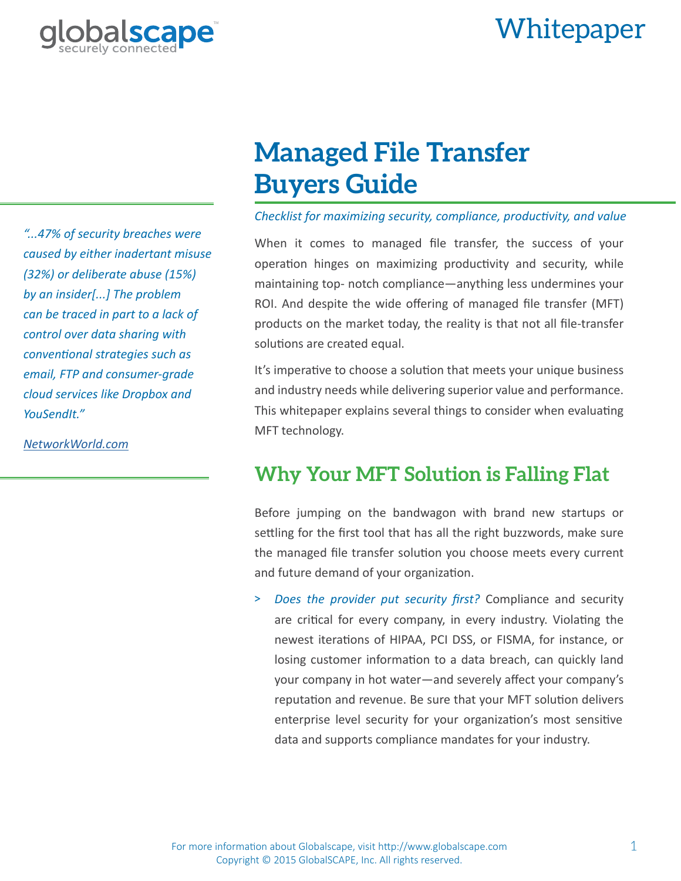Whitepaper

# Managed File Transfer Buyers Guide

*Checklist for maximizing security, compliance, productivity, and value*

> *"...47% of security breaches were caused by either inadertant misuse (32%) or deliberate abuse (15%) by an insider[...] The problem can be traced in part to a lack of control over data sharing with conventional strategies such as email, FTP and consumer-grade cloud services like Dropbox and YouSendIt."*
>
> NetworkWorld.com

When it comes to managed file transfer, the success of your operation hinges on maximizing productivity and security, while maintaining top- notch compliance—anything less undermines your ROI. And despite the wide offering of managed file transfer (MFT) products on the market today, the reality is that not all file-transfer solutions are created equal.

It's imperative to choose a solution that meets your unique business and industry needs while delivering superior value and performance. This whitepaper explains several things to consider when evaluating MFT technology.

## Why Your MFT Solution is Falling Flat

Before jumping on the bandwagon with brand new startups or settling for the first tool that has all the right buzzwords, make sure the managed file transfer solution you choose meets every current and future demand of your organization.

- *Does the provider put security first?* Compliance and security are critical for every company, in every industry. Violating the newest iterations of HIPAA, PCI DSS, or FISMA, for instance, or losing customer information to a data breach, can quickly land your company in hot water—and severely affect your company's reputation and revenue. Be sure that your MFT solution delivers enterprise level security for your organization's most sensitive data and supports compliance mandates for your industry.

For more information about Globalscape, visit http://www.globalscape.com
Copyright © 2015 GlobalSCAPE, Inc. All rights reserved.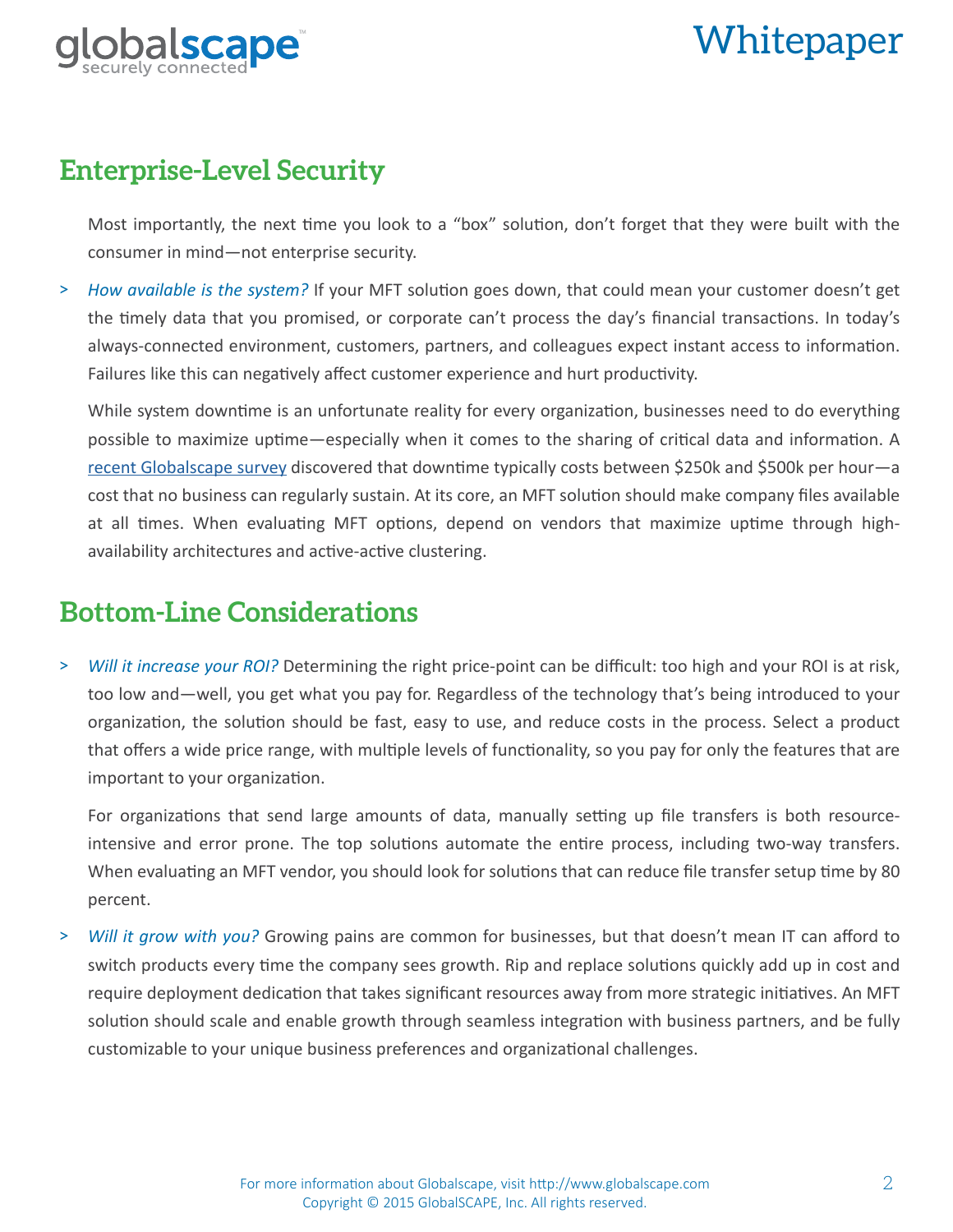## Enterprise-Level Security

Most importantly, the next time you look to a "box" solution, don't forget that they were built with the consumer in mind—not enterprise security.

> *How available is the system?* If your MFT solution goes down, that could mean your customer doesn't get the timely data that you promised, or corporate can't process the day's financial transactions. In today's always-connected environment, customers, partners, and colleagues expect instant access to information. Failures like this can negatively affect customer experience and hurt productivity.

While system downtime is an unfortunate reality for every organization, businesses need to do everything possible to maximize uptime—especially when it comes to the sharing of critical data and information. A recent Globalscape survey discovered that downtime typically costs between $250k and $500k per hour—a cost that no business can regularly sustain. At its core, an MFT solution should make company files available at all times. When evaluating MFT options, depend on vendors that maximize uptime through high-availability architectures and active-active clustering.

## Bottom-Line Considerations

> *Will it increase your ROI?* Determining the right price-point can be difficult: too high and your ROI is at risk, too low and—well, you get what you pay for. Regardless of the technology that's being introduced to your organization, the solution should be fast, easy to use, and reduce costs in the process. Select a product that offers a wide price range, with multiple levels of functionality, so you pay for only the features that are important to your organization.

For organizations that send large amounts of data, manually setting up file transfers is both resource-intensive and error prone. The top solutions automate the entire process, including two-way transfers. When evaluating an MFT vendor, you should look for solutions that can reduce file transfer setup time by 80 percent.

> *Will it grow with you?* Growing pains are common for businesses, but that doesn't mean IT can afford to switch products every time the company sees growth. Rip and replace solutions quickly add up in cost and require deployment dedication that takes significant resources away from more strategic initiatives. An MFT solution should scale and enable growth through seamless integration with business partners, and be fully customizable to your unique business preferences and organizational challenges.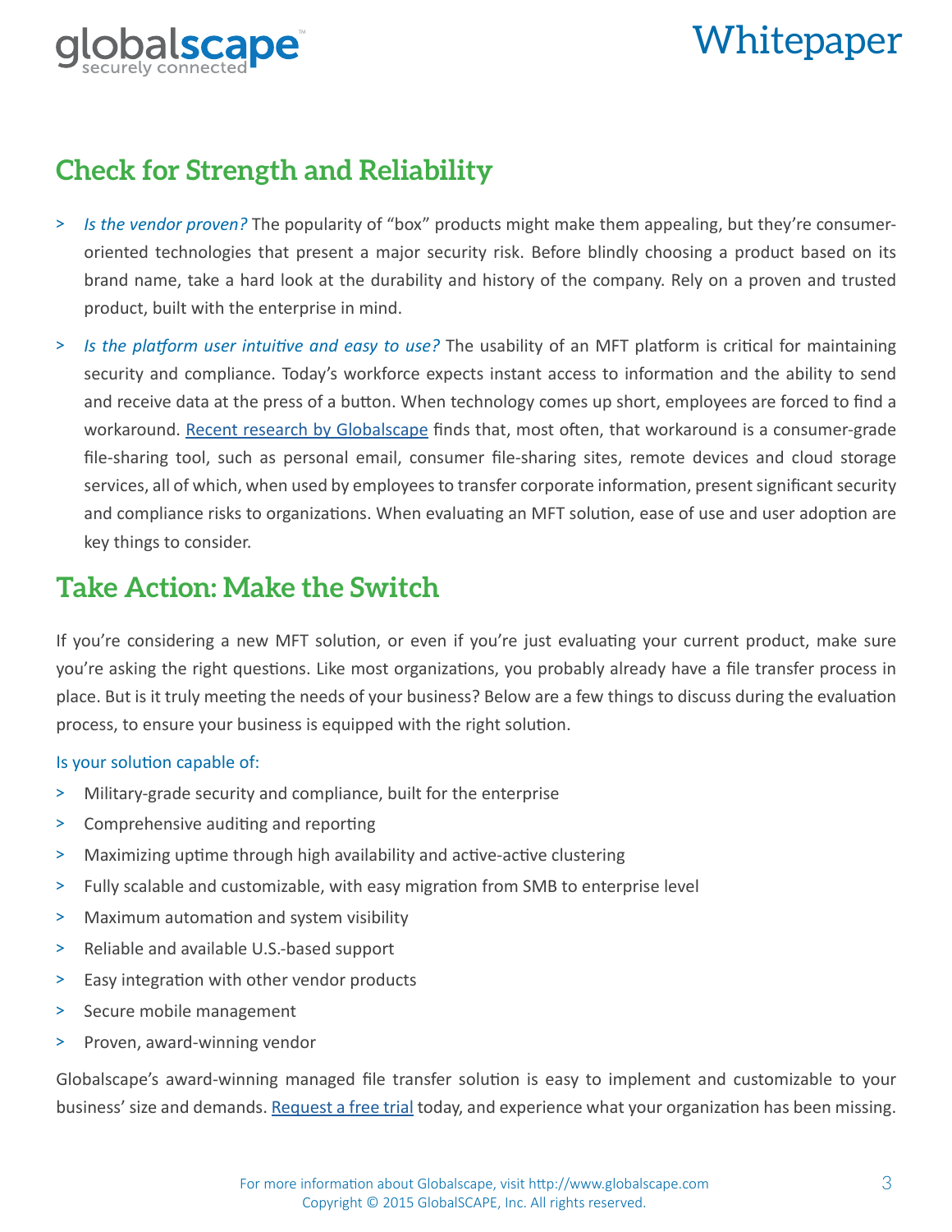## Check for Strength and Reliability

- *Is the vendor proven?* The popularity of "box" products might make them appealing, but they're consumer-oriented technologies that present a major security risk. Before blindly choosing a product based on its brand name, take a hard look at the durability and history of the company. Rely on a proven and trusted product, built with the enterprise in mind.
- *Is the platform user intuitive and easy to use?* The usability of an MFT platform is critical for maintaining security and compliance. Today's workforce expects instant access to information and the ability to send and receive data at the press of a button. When technology comes up short, employees are forced to find a workaround. [Recent research by Globalscape] finds that, most often, that workaround is a consumer-grade file-sharing tool, such as personal email, consumer file-sharing sites, remote devices and cloud storage services, all of which, when used by employees to transfer corporate information, present significant security and compliance risks to organizations. When evaluating an MFT solution, ease of use and user adoption are key things to consider.

## Take Action: Make the Switch

If you're considering a new MFT solution, or even if you're just evaluating your current product, make sure you're asking the right questions. Like most organizations, you probably already have a file transfer process in place. But is it truly meeting the needs of your business? Below are a few things to discuss during the evaluation process, to ensure your business is equipped with the right solution.

Is your solution capable of:

- Military-grade security and compliance, built for the enterprise
- Comprehensive auditing and reporting
- Maximizing uptime through high availability and active-active clustering
- Fully scalable and customizable, with easy migration from SMB to enterprise level
- Maximum automation and system visibility
- Reliable and available U.S.-based support
- Easy integration with other vendor products
- Secure mobile management
- Proven, award-winning vendor

Globalscape's award-winning managed file transfer solution is easy to implement and customizable to your business' size and demands. [Request a free trial] today, and experience what your organization has been missing.